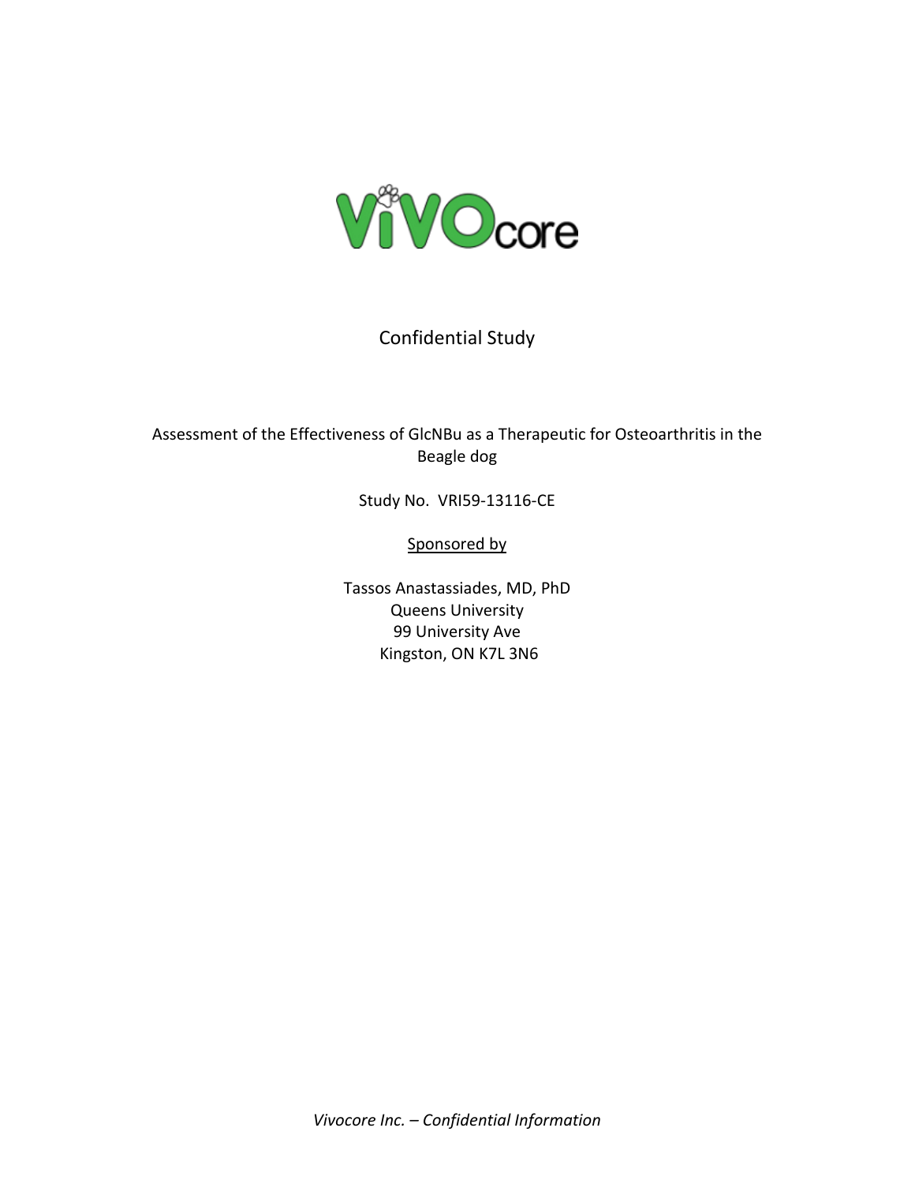ViVOcore

Confidential Study

Assessment of the Effectiveness of GlcNBu as a Therapeutic for Osteoarthritis in the Beagle dog

Study No. VRI59-13116-CE

Sponsored by

Tassos Anastassiades, MD, PhD
Queens University
99 University Ave
Kingston, ON K7L 3N6

*Vivocore Inc. – Confidential Information*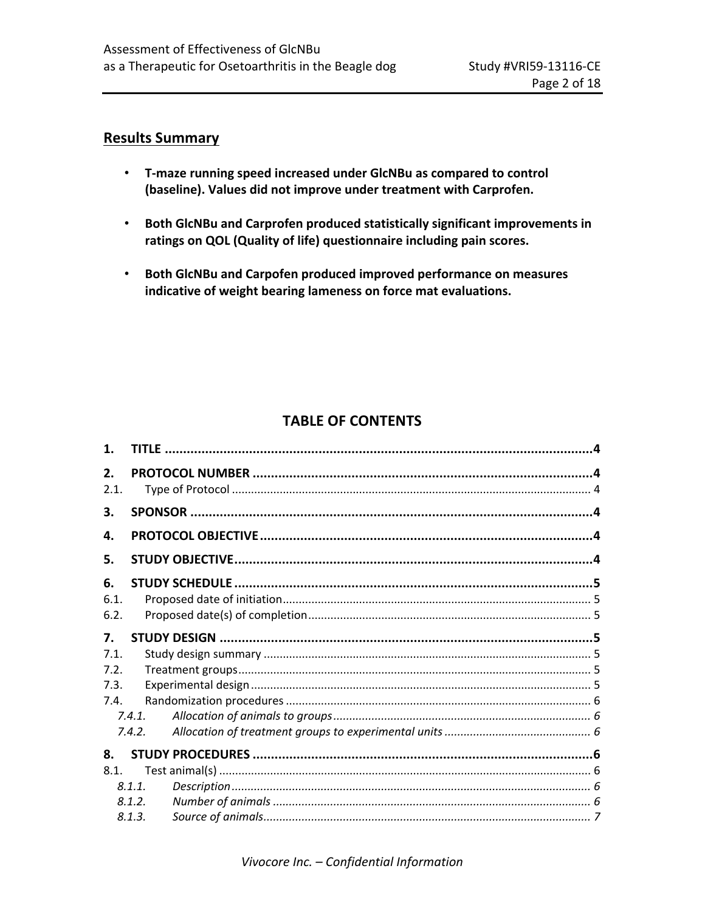## Results Summary

- **T-maze running speed increased under GlcNBu as compared to control (baseline). Values did not improve under treatment with Carprofen.**

- **Both GlcNBu and Carprofen produced statistically significant improvements in ratings on QOL (Quality of life) questionnaire including pain scores.**

- **Both GlcNBu and Carpofen produced improved performance on measures indicative of weight bearing lameness on force mat evaluations.**

## TABLE OF CONTENTS

**1. TITLE ..... 4**

**2. PROTOCOL NUMBER ..... 4**

2.1. Type of Protocol ..... 4

**3. SPONSOR ..... 4**

**4. PROTOCOL OBJECTIVE ..... 4**

**5. STUDY OBJECTIVE ..... 4**

**6. STUDY SCHEDULE ..... 5**

6.1. Proposed date of initiation ..... 5

6.2. Proposed date(s) of completion ..... 5

**7. STUDY DESIGN ..... 5**

7.1. Study design summary ..... 5

7.2. Treatment groups ..... 5

7.3. Experimental design ..... 5

7.4. Randomization procedures ..... 6

*7.4.1. Allocation of animals to groups ..... 6*

*7.4.2. Allocation of treatment groups to experimental units ..... 6*

**8. STUDY PROCEDURES ..... 6**

8.1. Test animal(s) ..... 6

*8.1.1. Description ..... 6*

*8.1.2. Number of animals ..... 6*

*8.1.3. Source of animals ..... 7*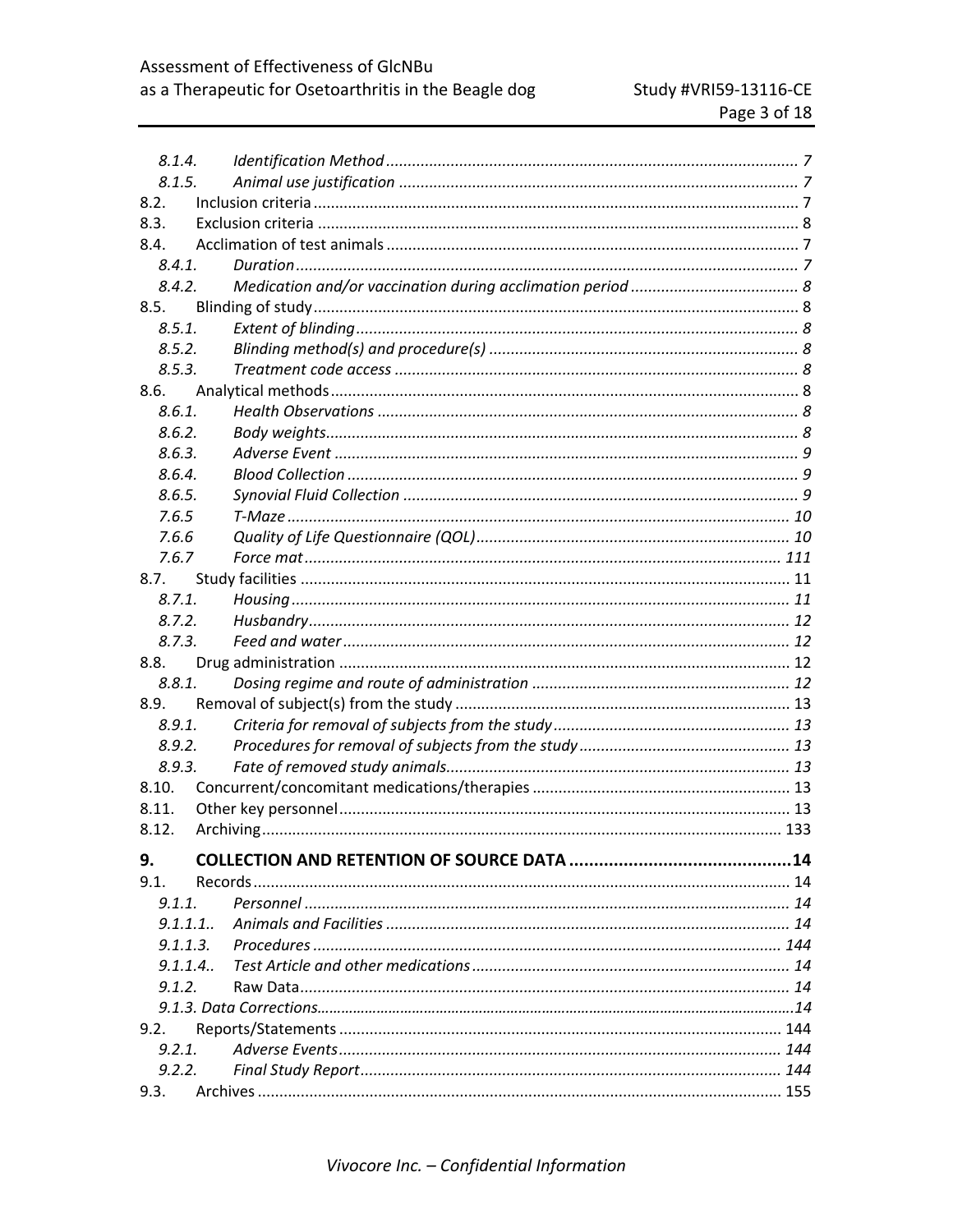| | | |
|---|---|---|
| *8.1.4.* | *Identification Method* | *7* |
| *8.1.5.* | *Animal use justification* | *7* |
| 8.2. | Inclusion criteria | 7 |
| 8.3. | Exclusion criteria | 8 |
| 8.4. | Acclimation of test animals | 7 |
| *8.4.1.* | *Duration* | *7* |
| *8.4.2.* | *Medication and/or vaccination during acclimation period* | *8* |
| 8.5. | Blinding of study | 8 |
| *8.5.1.* | *Extent of blinding* | *8* |
| *8.5.2.* | *Blinding method(s) and procedure(s)* | *8* |
| *8.5.3.* | *Treatment code access* | *8* |
| 8.6. | Analytical methods | 8 |
| *8.6.1.* | *Health Observations* | *8* |
| *8.6.2.* | *Body weights* | *8* |
| *8.6.3.* | *Adverse Event* | *9* |
| *8.6.4.* | *Blood Collection* | *9* |
| *8.6.5.* | *Synovial Fluid Collection* | *9* |
| *7.6.5* | *T-Maze* | *10* |
| *7.6.6* | *Quality of Life Questionnaire (QOL)* | *10* |
| *7.6.7* | *Force mat* | *111* |
| 8.7. | Study facilities | 11 |
| *8.7.1.* | *Housing* | *11* |
| *8.7.2.* | *Husbandry* | *12* |
| *8.7.3.* | *Feed and water* | *12* |
| 8.8. | Drug administration | 12 |
| *8.8.1.* | *Dosing regime and route of administration* | *12* |
| 8.9. | Removal of subject(s) from the study | 13 |
| *8.9.1.* | *Criteria for removal of subjects from the study* | *13* |
| *8.9.2.* | *Procedures for removal of subjects from the study* | *13* |
| *8.9.3.* | *Fate of removed study animals* | *13* |
| 8.10. | Concurrent/concomitant medications/therapies | 13 |
| 8.11. | Other key personnel | 13 |
| 8.12. | Archiving | 133 |
| **9.** | **COLLECTION AND RETENTION OF SOURCE DATA** | **14** |
| 9.1. | Records | 14 |
| *9.1.1.* | *Personnel* | *14* |
| *9.1.1.1..* | *Animals and Facilities* | *14* |
| *9.1.1.3.* | *Procedures* | *144* |
| *9.1.1.4..* | *Test Article and other medications* | *14* |
| *9.1.2.* | Raw Data | *14* |
| *9.1.3.* | *Data Corrections* | *14* |
| 9.2. | Reports/Statements | 144 |
| *9.2.1.* | *Adverse Events* | *144* |
| *9.2.2.* | *Final Study Report* | *144* |
| 9.3. | Archives | 155 |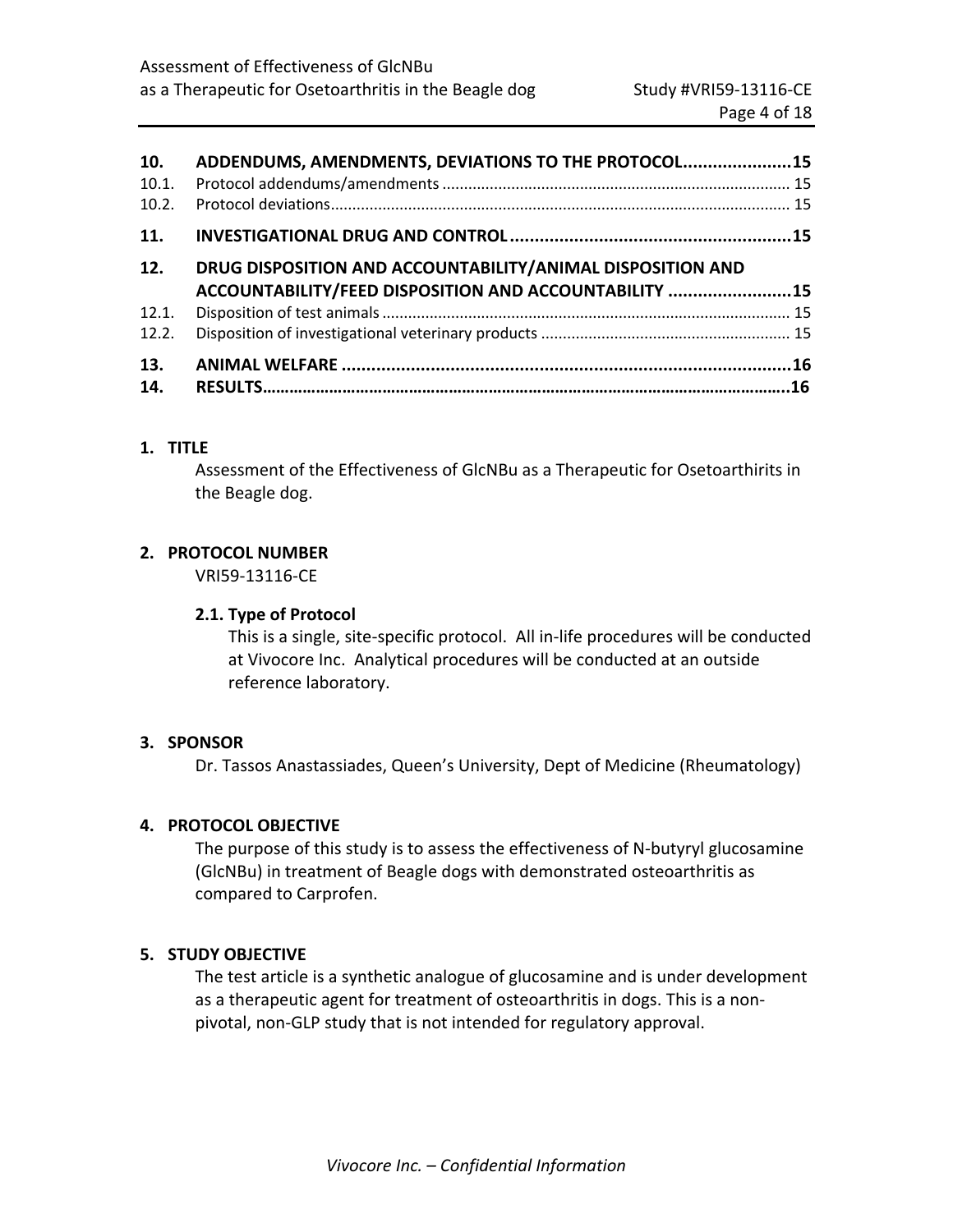**10. ADDENDUMS, AMENDMENTS, DEVIATIONS TO THE PROTOCOL......................15**

10.1. Protocol addendums/amendments ................................................................................ 15

10.2. Protocol deviations......................................................................................................... 15

**11. INVESTIGATIONAL DRUG AND CONTROL.........................................................15**

**12. DRUG DISPOSITION AND ACCOUNTABILITY/ANIMAL DISPOSITION AND ACCOUNTABILITY/FEED DISPOSITION AND ACCOUNTABILITY .........................15**

12.1. Disposition of test animals ............................................................................................. 15

12.2. Disposition of investigational veterinary products ......................................................... 15

**13. ANIMAL WELFARE ...........................................................................................16**

**14. RESULTS…………………………………………………………………………………………………………..16**

## 1. TITLE

Assessment of the Effectiveness of GlcNBu as a Therapeutic for Osetoarthirits in the Beagle dog.

## 2. PROTOCOL NUMBER

VRI59-13116-CE

### 2.1. Type of Protocol

This is a single, site-specific protocol. All in-life procedures will be conducted at Vivocore Inc. Analytical procedures will be conducted at an outside reference laboratory.

## 3. SPONSOR

Dr. Tassos Anastassiades, Queen's University, Dept of Medicine (Rheumatology)

## 4. PROTOCOL OBJECTIVE

The purpose of this study is to assess the effectiveness of N-butyryl glucosamine (GlcNBu) in treatment of Beagle dogs with demonstrated osteoarthritis as compared to Carprofen.

## 5. STUDY OBJECTIVE

The test article is a synthetic analogue of glucosamine and is under development as a therapeutic agent for treatment of osteoarthritis in dogs. This is a non-pivotal, non-GLP study that is not intended for regulatory approval.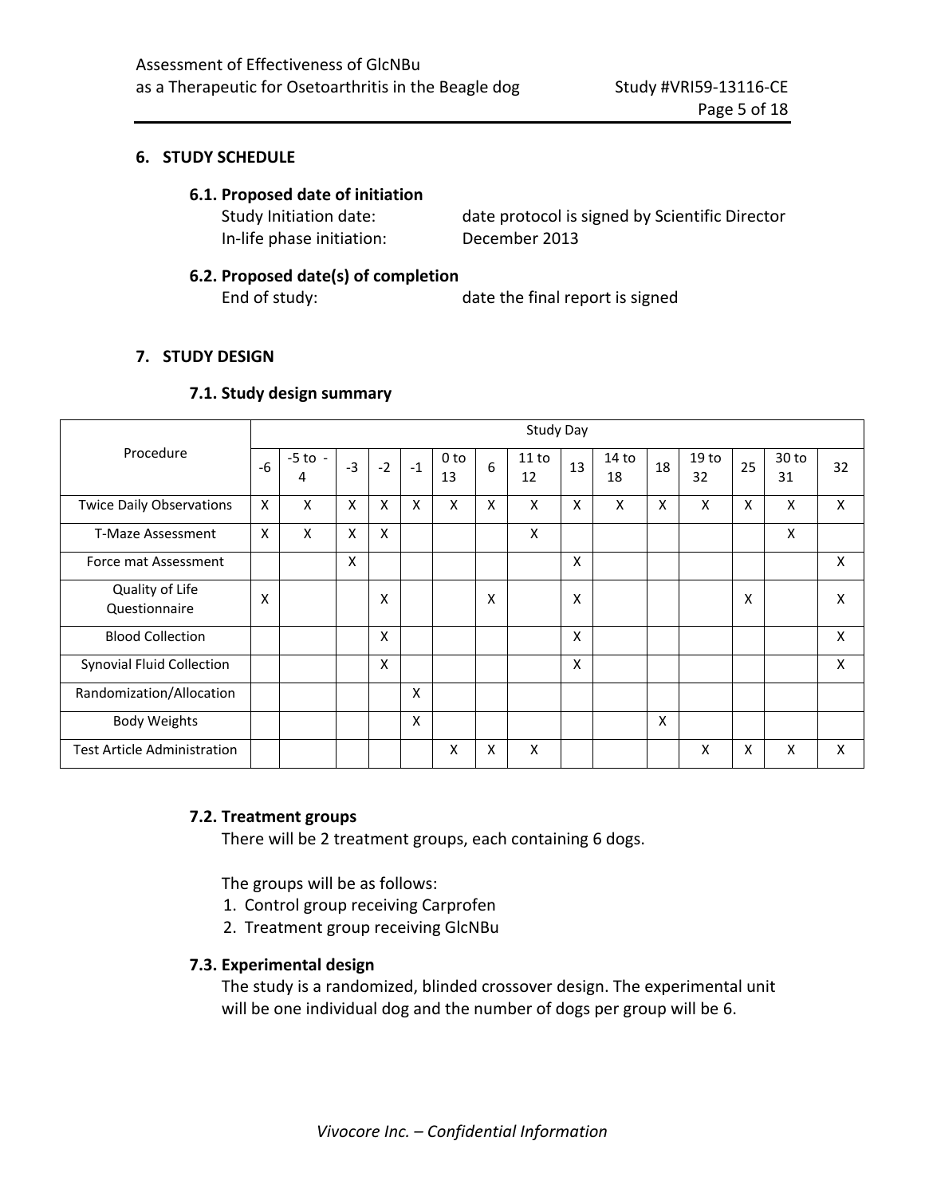## 6. STUDY SCHEDULE

### 6.1. Proposed date of initiation

Study Initiation date: date protocol is signed by Scientific Director
In-life phase initiation: December 2013

### 6.2. Proposed date(s) of completion

End of study: date the final report is signed

## 7. STUDY DESIGN

### 7.1. Study design summary

| Procedure | Study Day | | | | | | | | | | | | | | |
|---|---|---|---|---|---|---|---|---|---|---|---|---|---|---|---|
| | -6 | -5 to -4 | -3 | -2 | -1 | 0 to 13 | 6 | 11 to 12 | 13 | 14 to 18 | 18 | 19 to 32 | 25 | 30 to 31 | 32 |
| Twice Daily Observations | X | X | X | X | X | X | X | X | X | X | X | X | X | X | X |
| T-Maze Assessment | X | X | X | X | | | | X | | | | | | X | |
| Force mat Assessment | | | X | | | | | | X | | | | | | X |
| Quality of Life Questionnaire | X | | | X | | | X | | X | | | | X | | X |
| Blood Collection | | | | X | | | | | X | | | | | | X |
| Synovial Fluid Collection | | | | X | | | | | X | | | | | | X |
| Randomization/Allocation | | | | | X | | | | | | | | | | |
| Body Weights | | | | | X | | | | | | X | | | | |
| Test Article Administration | | | | | | X | X | X | | | | X | X | X | X |

### 7.2. Treatment groups

There will be 2 treatment groups, each containing 6 dogs.

The groups will be as follows:

1. Control group receiving Carprofen
2. Treatment group receiving GlcNBu

### 7.3. Experimental design

The study is a randomized, blinded crossover design. The experimental unit will be one individual dog and the number of dogs per group will be 6.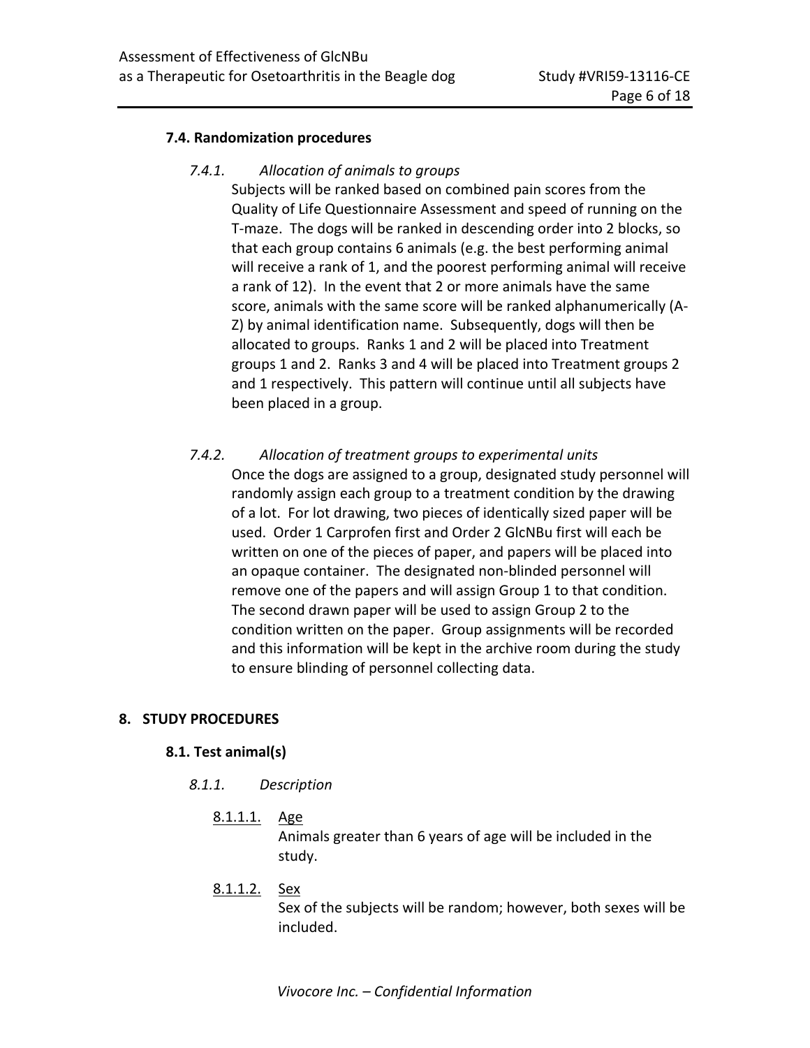### 7.4. Randomization procedures

#### *7.4.1. Allocation of animals to groups*

Subjects will be ranked based on combined pain scores from the Quality of Life Questionnaire Assessment and speed of running on the T-maze. The dogs will be ranked in descending order into 2 blocks, so that each group contains 6 animals (e.g. the best performing animal will receive a rank of 1, and the poorest performing animal will receive a rank of 12). In the event that 2 or more animals have the same score, animals with the same score will be ranked alphanumerically (A-Z) by animal identification name. Subsequently, dogs will then be allocated to groups. Ranks 1 and 2 will be placed into Treatment groups 1 and 2. Ranks 3 and 4 will be placed into Treatment groups 2 and 1 respectively. This pattern will continue until all subjects have been placed in a group.

#### *7.4.2. Allocation of treatment groups to experimental units*

Once the dogs are assigned to a group, designated study personnel will randomly assign each group to a treatment condition by the drawing of a lot. For lot drawing, two pieces of identically sized paper will be used. Order 1 Carprofen first and Order 2 GlcNBu first will each be written on one of the pieces of paper, and papers will be placed into an opaque container. The designated non-blinded personnel will remove one of the papers and will assign Group 1 to that condition. The second drawn paper will be used to assign Group 2 to the condition written on the paper. Group assignments will be recorded and this information will be kept in the archive room during the study to ensure blinding of personnel collecting data.

## 8. STUDY PROCEDURES

### 8.1. Test animal(s)

#### *8.1.1. Description*

8.1.1.1. Age

Animals greater than 6 years of age will be included in the study.

8.1.1.2. Sex

Sex of the subjects will be random; however, both sexes will be included.

*Vivocore Inc. – Confidential Information*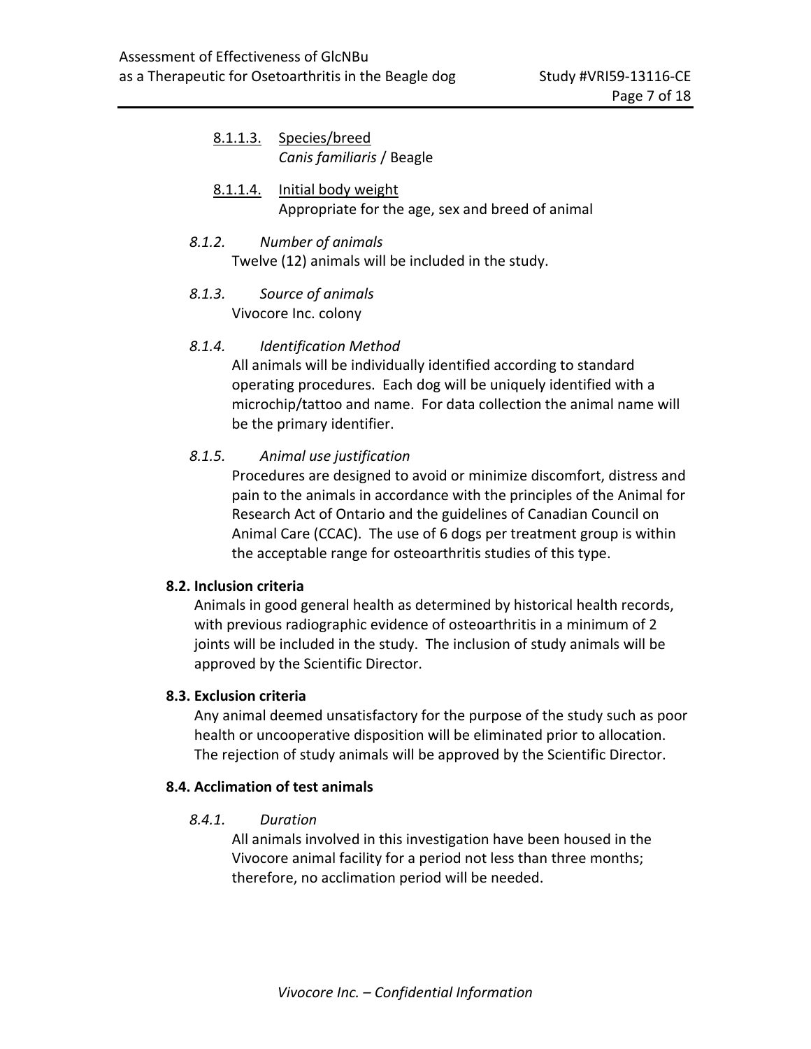8.1.1.3. Species/breed
*Canis familiaris* / Beagle

8.1.1.4. Initial body weight
Appropriate for the age, sex and breed of animal

*8.1.2. Number of animals*
Twelve (12) animals will be included in the study.

*8.1.3. Source of animals*
Vivocore Inc. colony

*8.1.4. Identification Method*
All animals will be individually identified according to standard operating procedures. Each dog will be uniquely identified with a microchip/tattoo and name. For data collection the animal name will be the primary identifier.

*8.1.5. Animal use justification*
Procedures are designed to avoid or minimize discomfort, distress and pain to the animals in accordance with the principles of the Animal for Research Act of Ontario and the guidelines of Canadian Council on Animal Care (CCAC). The use of 6 dogs per treatment group is within the acceptable range for osteoarthritis studies of this type.

### 8.2. Inclusion criteria

Animals in good general health as determined by historical health records, with previous radiographic evidence of osteoarthritis in a minimum of 2 joints will be included in the study. The inclusion of study animals will be approved by the Scientific Director.

### 8.3. Exclusion criteria

Any animal deemed unsatisfactory for the purpose of the study such as poor health or uncooperative disposition will be eliminated prior to allocation. The rejection of study animals will be approved by the Scientific Director.

### 8.4. Acclimation of test animals

*8.4.1. Duration*
All animals involved in this investigation have been housed in the Vivocore animal facility for a period not less than three months; therefore, no acclimation period will be needed.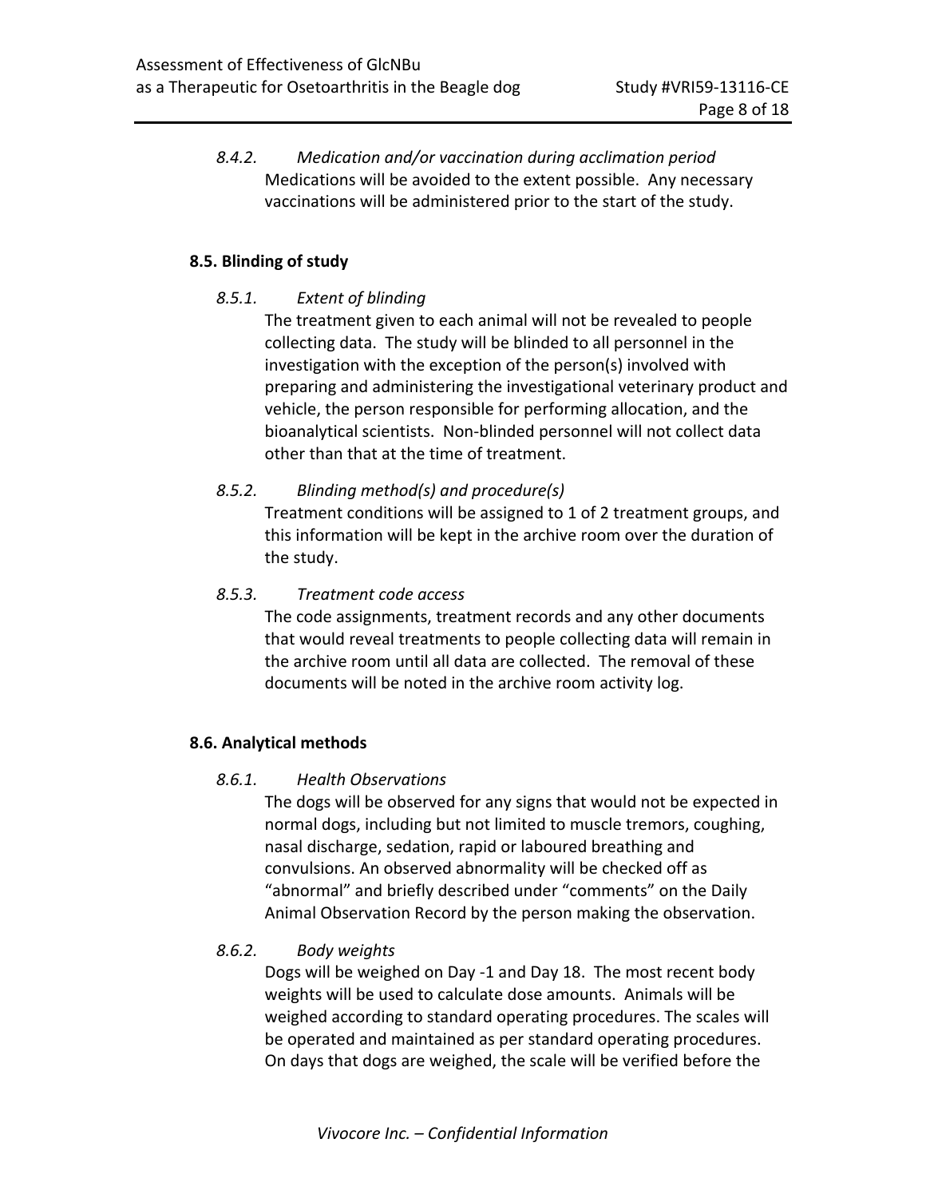*8.4.2. Medication and/or vaccination during acclimation period*

Medications will be avoided to the extent possible. Any necessary vaccinations will be administered prior to the start of the study.

## 8.5. Blinding of study

*8.5.1. Extent of blinding*

The treatment given to each animal will not be revealed to people collecting data. The study will be blinded to all personnel in the investigation with the exception of the person(s) involved with preparing and administering the investigational veterinary product and vehicle, the person responsible for performing allocation, and the bioanalytical scientists. Non-blinded personnel will not collect data other than that at the time of treatment.

*8.5.2. Blinding method(s) and procedure(s)*

Treatment conditions will be assigned to 1 of 2 treatment groups, and this information will be kept in the archive room over the duration of the study.

*8.5.3. Treatment code access*

The code assignments, treatment records and any other documents that would reveal treatments to people collecting data will remain in the archive room until all data are collected. The removal of these documents will be noted in the archive room activity log.

## 8.6. Analytical methods

*8.6.1. Health Observations*

The dogs will be observed for any signs that would not be expected in normal dogs, including but not limited to muscle tremors, coughing, nasal discharge, sedation, rapid or laboured breathing and convulsions. An observed abnormality will be checked off as "abnormal" and briefly described under "comments" on the Daily Animal Observation Record by the person making the observation.

*8.6.2. Body weights*

Dogs will be weighed on Day -1 and Day 18. The most recent body weights will be used to calculate dose amounts. Animals will be weighed according to standard operating procedures. The scales will be operated and maintained as per standard operating procedures. On days that dogs are weighed, the scale will be verified before the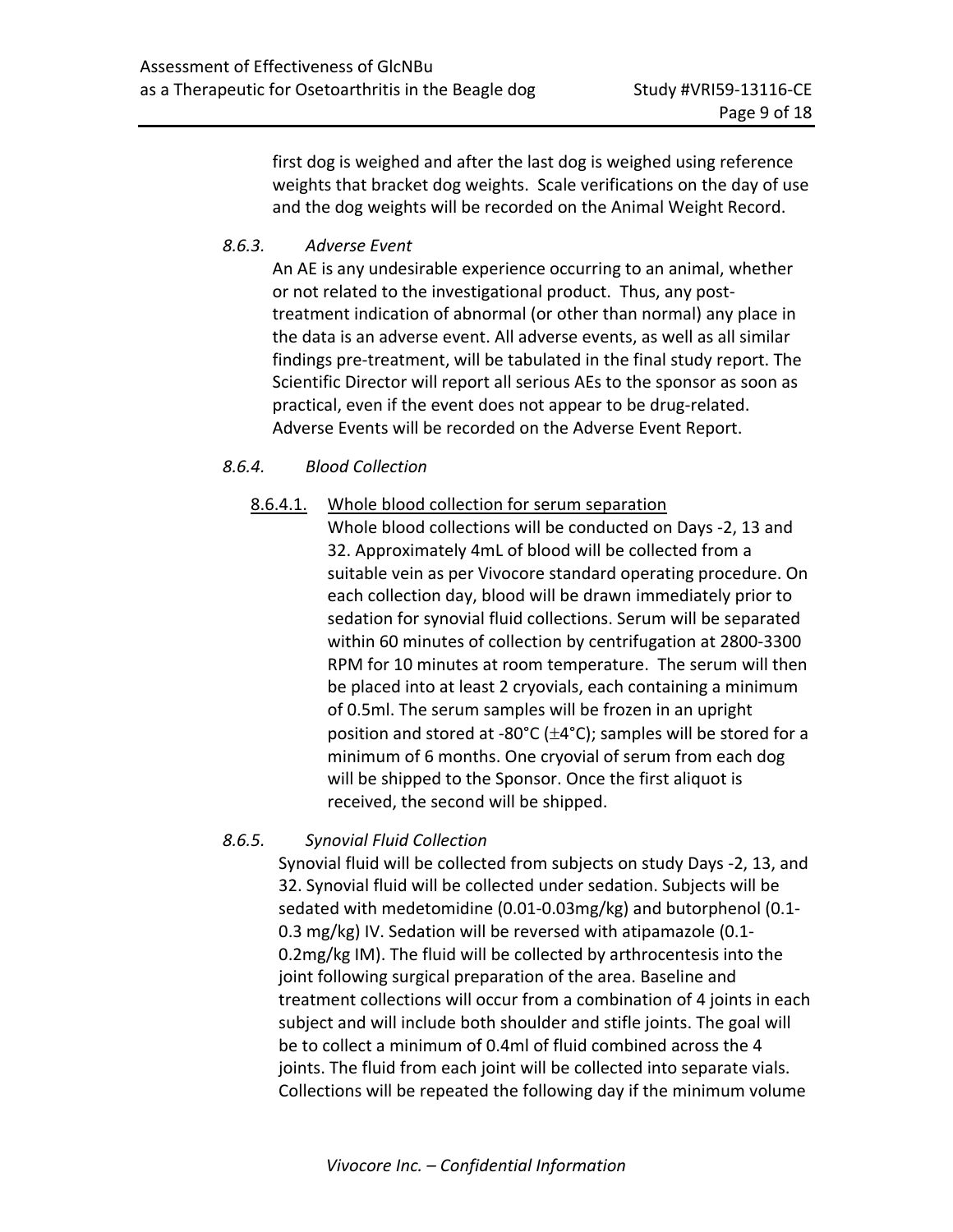first dog is weighed and after the last dog is weighed using reference weights that bracket dog weights. Scale verifications on the day of use and the dog weights will be recorded on the Animal Weight Record.

*8.6.3. Adverse Event*

An AE is any undesirable experience occurring to an animal, whether or not related to the investigational product. Thus, any post-treatment indication of abnormal (or other than normal) any place in the data is an adverse event. All adverse events, as well as all similar findings pre-treatment, will be tabulated in the final study report. The Scientific Director will report all serious AEs to the sponsor as soon as practical, even if the event does not appear to be drug-related. Adverse Events will be recorded on the Adverse Event Report.

*8.6.4. Blood Collection*

8.6.4.1. Whole blood collection for serum separation

Whole blood collections will be conducted on Days -2, 13 and 32. Approximately 4mL of blood will be collected from a suitable vein as per Vivocore standard operating procedure. On each collection day, blood will be drawn immediately prior to sedation for synovial fluid collections. Serum will be separated within 60 minutes of collection by centrifugation at 2800-3300 RPM for 10 minutes at room temperature. The serum will then be placed into at least 2 cryovials, each containing a minimum of 0.5ml. The serum samples will be frozen in an upright position and stored at -80°C (±4°C); samples will be stored for a minimum of 6 months. One cryovial of serum from each dog will be shipped to the Sponsor. Once the first aliquot is received, the second will be shipped.

*8.6.5. Synovial Fluid Collection*

Synovial fluid will be collected from subjects on study Days -2, 13, and 32. Synovial fluid will be collected under sedation. Subjects will be sedated with medetomidine (0.01-0.03mg/kg) and butorphenol (0.1-0.3 mg/kg) IV. Sedation will be reversed with atipamazole (0.1-0.2mg/kg IM). The fluid will be collected by arthrocentesis into the joint following surgical preparation of the area. Baseline and treatment collections will occur from a combination of 4 joints in each subject and will include both shoulder and stifle joints. The goal will be to collect a minimum of 0.4ml of fluid combined across the 4 joints. The fluid from each joint will be collected into separate vials. Collections will be repeated the following day if the minimum volume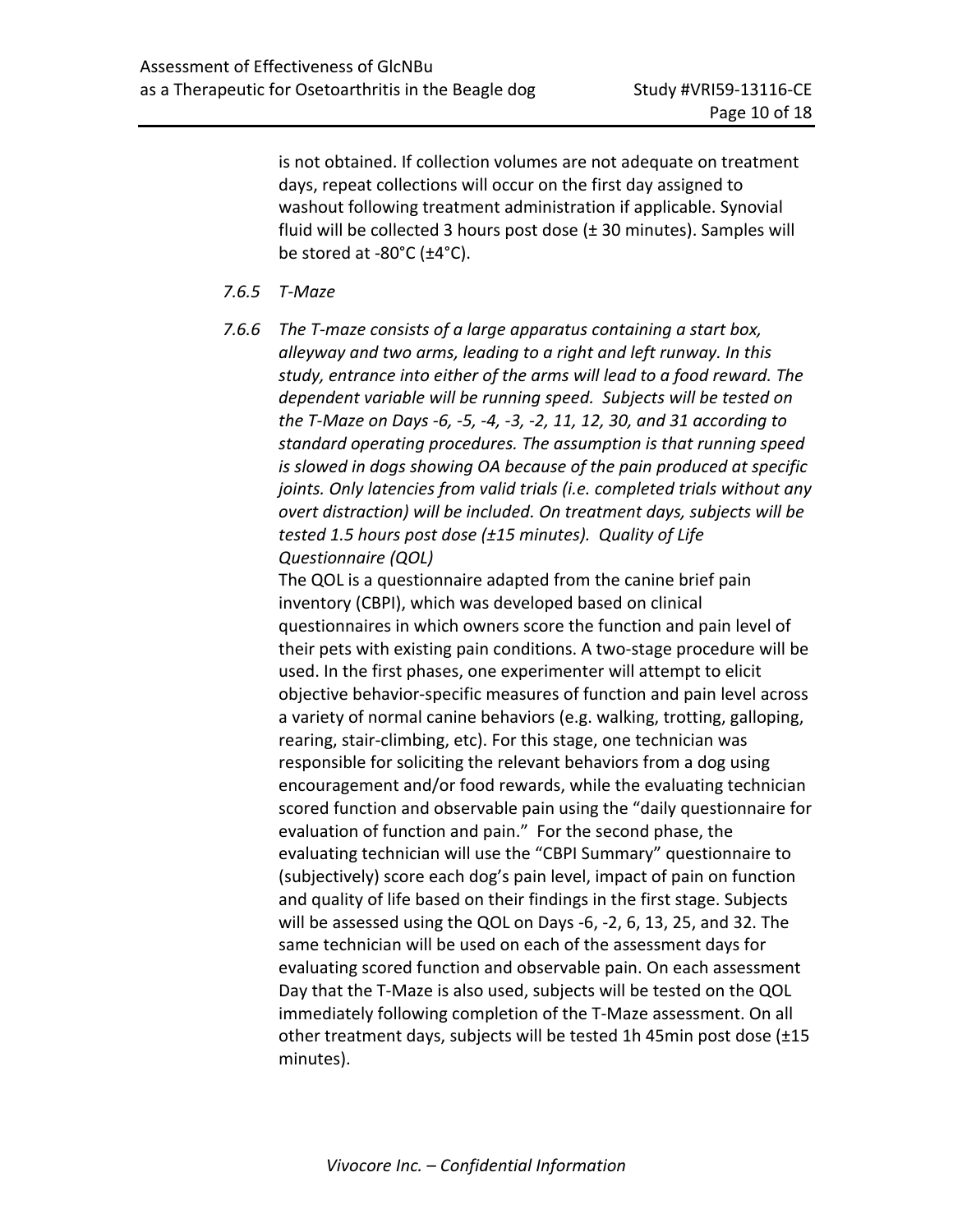is not obtained. If collection volumes are not adequate on treatment days, repeat collections will occur on the first day assigned to washout following treatment administration if applicable. Synovial fluid will be collected 3 hours post dose (± 30 minutes). Samples will be stored at -80°C (±4°C).

*7.6.5 T-Maze*

*7.6.6 The T-maze consists of a large apparatus containing a start box, alleyway and two arms, leading to a right and left runway. In this study, entrance into either of the arms will lead to a food reward. The dependent variable will be running speed. Subjects will be tested on the T-Maze on Days -6, -5, -4, -3, -2, 11, 12, 30, and 31 according to standard operating procedures. The assumption is that running speed is slowed in dogs showing OA because of the pain produced at specific joints. Only latencies from valid trials (i.e. completed trials without any overt distraction) will be included. On treatment days, subjects will be tested 1.5 hours post dose (±15 minutes). Quality of Life Questionnaire (QOL)*

The QOL is a questionnaire adapted from the canine brief pain inventory (CBPI), which was developed based on clinical questionnaires in which owners score the function and pain level of their pets with existing pain conditions. A two-stage procedure will be used. In the first phases, one experimenter will attempt to elicit objective behavior-specific measures of function and pain level across a variety of normal canine behaviors (e.g. walking, trotting, galloping, rearing, stair-climbing, etc). For this stage, one technician was responsible for soliciting the relevant behaviors from a dog using encouragement and/or food rewards, while the evaluating technician scored function and observable pain using the "daily questionnaire for evaluation of function and pain." For the second phase, the evaluating technician will use the "CBPI Summary" questionnaire to (subjectively) score each dog's pain level, impact of pain on function and quality of life based on their findings in the first stage. Subjects will be assessed using the QOL on Days -6, -2, 6, 13, 25, and 32. The same technician will be used on each of the assessment days for evaluating scored function and observable pain. On each assessment Day that the T-Maze is also used, subjects will be tested on the QOL immediately following completion of the T-Maze assessment. On all other treatment days, subjects will be tested 1h 45min post dose (±15 minutes).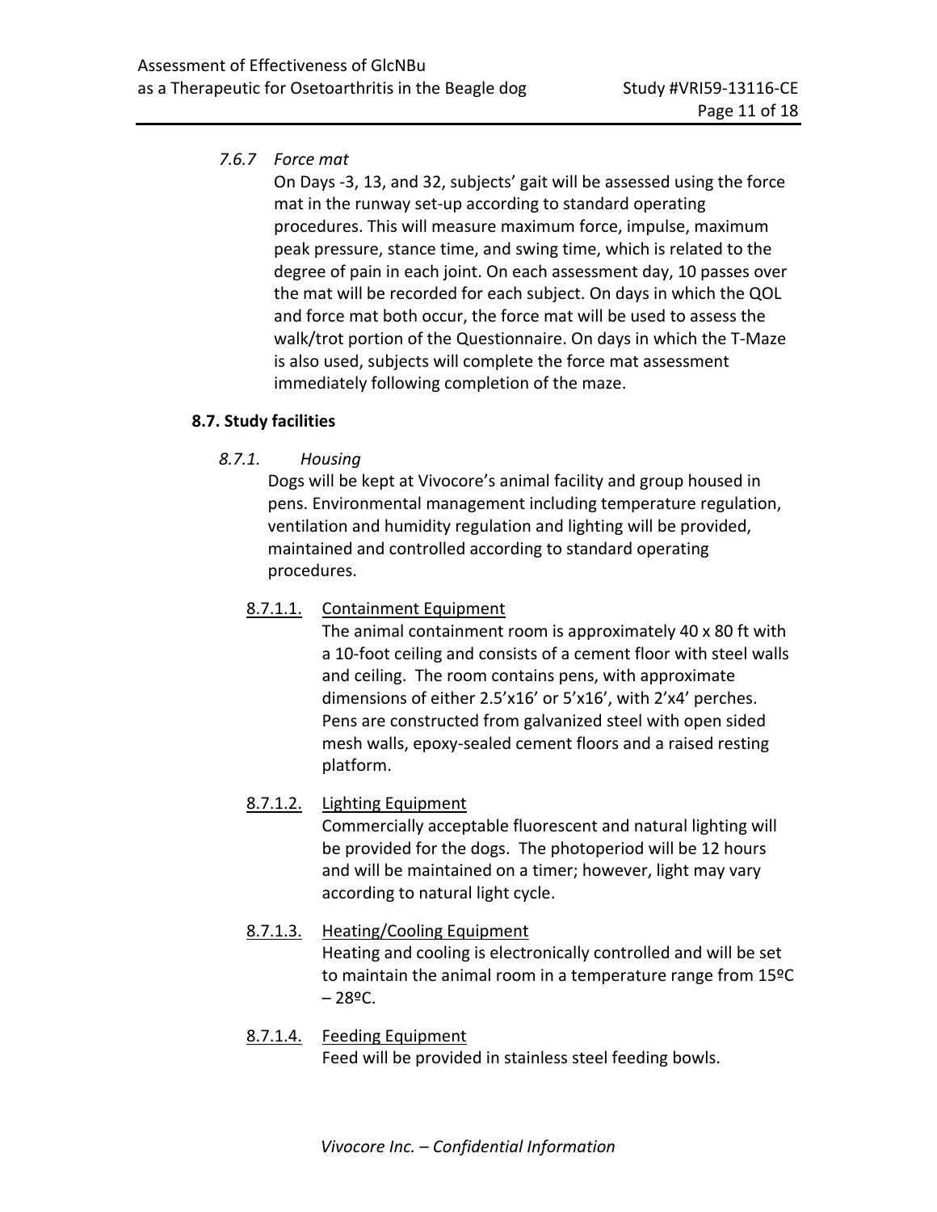*7.6.7 Force mat*

On Days -3, 13, and 32, subjects' gait will be assessed using the force mat in the runway set-up according to standard operating procedures. This will measure maximum force, impulse, maximum peak pressure, stance time, and swing time, which is related to the degree of pain in each joint. On each assessment day, 10 passes over the mat will be recorded for each subject. On days in which the QOL and force mat both occur, the force mat will be used to assess the walk/trot portion of the Questionnaire. On days in which the T-Maze is also used, subjects will complete the force mat assessment immediately following completion of the maze.

## 8.7. Study facilities

*8.7.1. Housing*

Dogs will be kept at Vivocore's animal facility and group housed in pens. Environmental management including temperature regulation, ventilation and humidity regulation and lighting will be provided, maintained and controlled according to standard operating procedures.

8.7.1.1. Containment Equipment

The animal containment room is approximately 40 x 80 ft with a 10-foot ceiling and consists of a cement floor with steel walls and ceiling. The room contains pens, with approximate dimensions of either 2.5'x16' or 5'x16', with 2'x4' perches. Pens are constructed from galvanized steel with open sided mesh walls, epoxy-sealed cement floors and a raised resting platform.

8.7.1.2. Lighting Equipment

Commercially acceptable fluorescent and natural lighting will be provided for the dogs. The photoperiod will be 12 hours and will be maintained on a timer; however, light may vary according to natural light cycle.

8.7.1.3. Heating/Cooling Equipment

Heating and cooling is electronically controlled and will be set to maintain the animal room in a temperature range from 15ºC – 28ºC.

8.7.1.4. Feeding Equipment

Feed will be provided in stainless steel feeding bowls.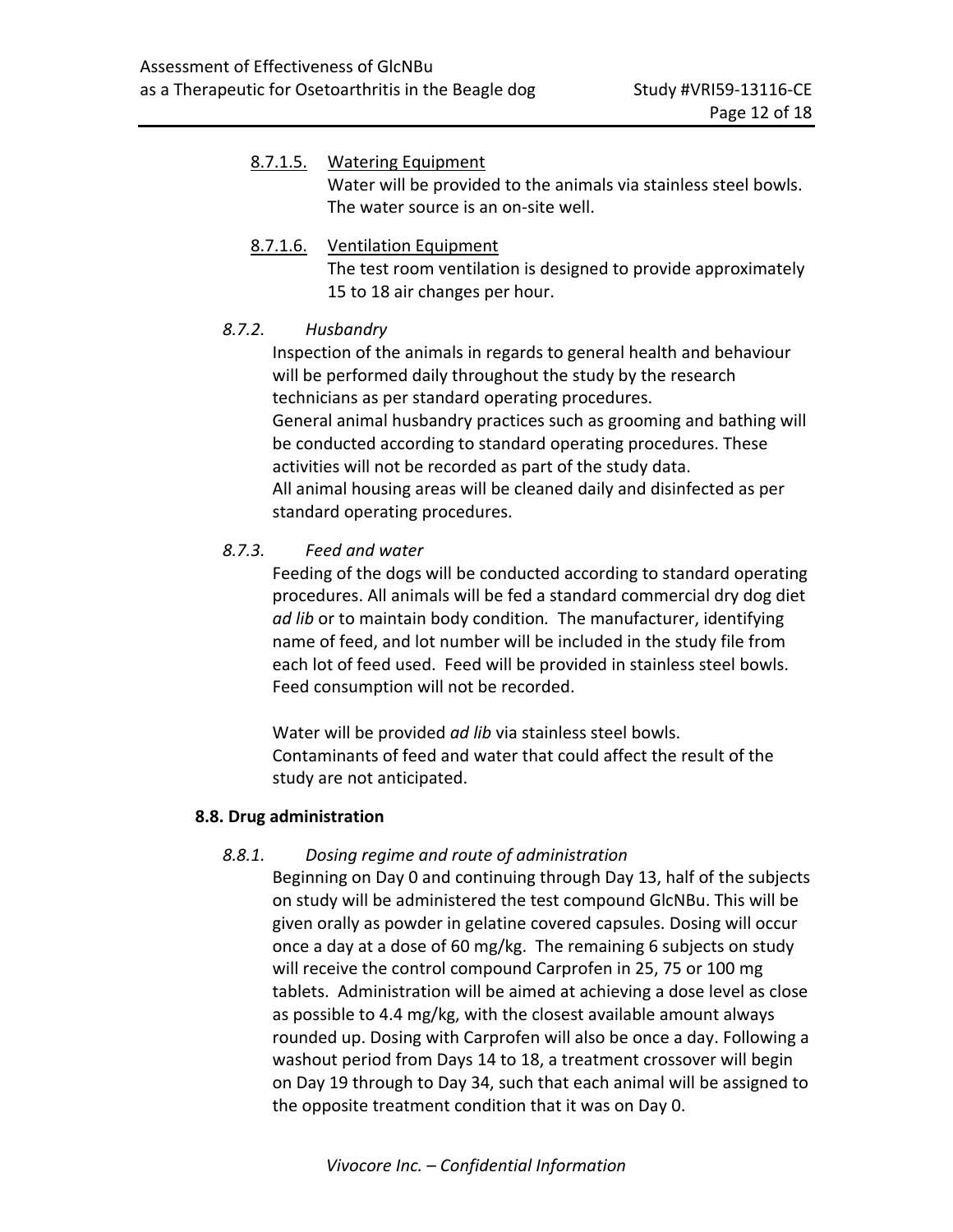8.7.1.5. <u>Watering Equipment</u>

Water will be provided to the animals via stainless steel bowls. The water source is an on-site well.

8.7.1.6. <u>Ventilation Equipment</u>

The test room ventilation is designed to provide approximately 15 to 18 air changes per hour.

*8.7.2. Husbandry*

Inspection of the animals in regards to general health and behaviour will be performed daily throughout the study by the research technicians as per standard operating procedures.
General animal husbandry practices such as grooming and bathing will be conducted according to standard operating procedures. These activities will not be recorded as part of the study data.
All animal housing areas will be cleaned daily and disinfected as per standard operating procedures.

*8.7.3. Feed and water*

Feeding of the dogs will be conducted according to standard operating procedures. All animals will be fed a standard commercial dry dog diet *ad lib* or to maintain body condition. The manufacturer, identifying name of feed, and lot number will be included in the study file from each lot of feed used. Feed will be provided in stainless steel bowls. Feed consumption will not be recorded.

Water will be provided *ad lib* via stainless steel bowls.
Contaminants of feed and water that could affect the result of the study are not anticipated.

**8.8. Drug administration**

*8.8.1. Dosing regime and route of administration*

Beginning on Day 0 and continuing through Day 13, half of the subjects on study will be administered the test compound GlcNBu. This will be given orally as powder in gelatine covered capsules. Dosing will occur once a day at a dose of 60 mg/kg. The remaining 6 subjects on study will receive the control compound Carprofen in 25, 75 or 100 mg tablets. Administration will be aimed at achieving a dose level as close as possible to 4.4 mg/kg, with the closest available amount always rounded up. Dosing with Carprofen will also be once a day. Following a washout period from Days 14 to 18, a treatment crossover will begin on Day 19 through to Day 34, such that each animal will be assigned to the opposite treatment condition that it was on Day 0.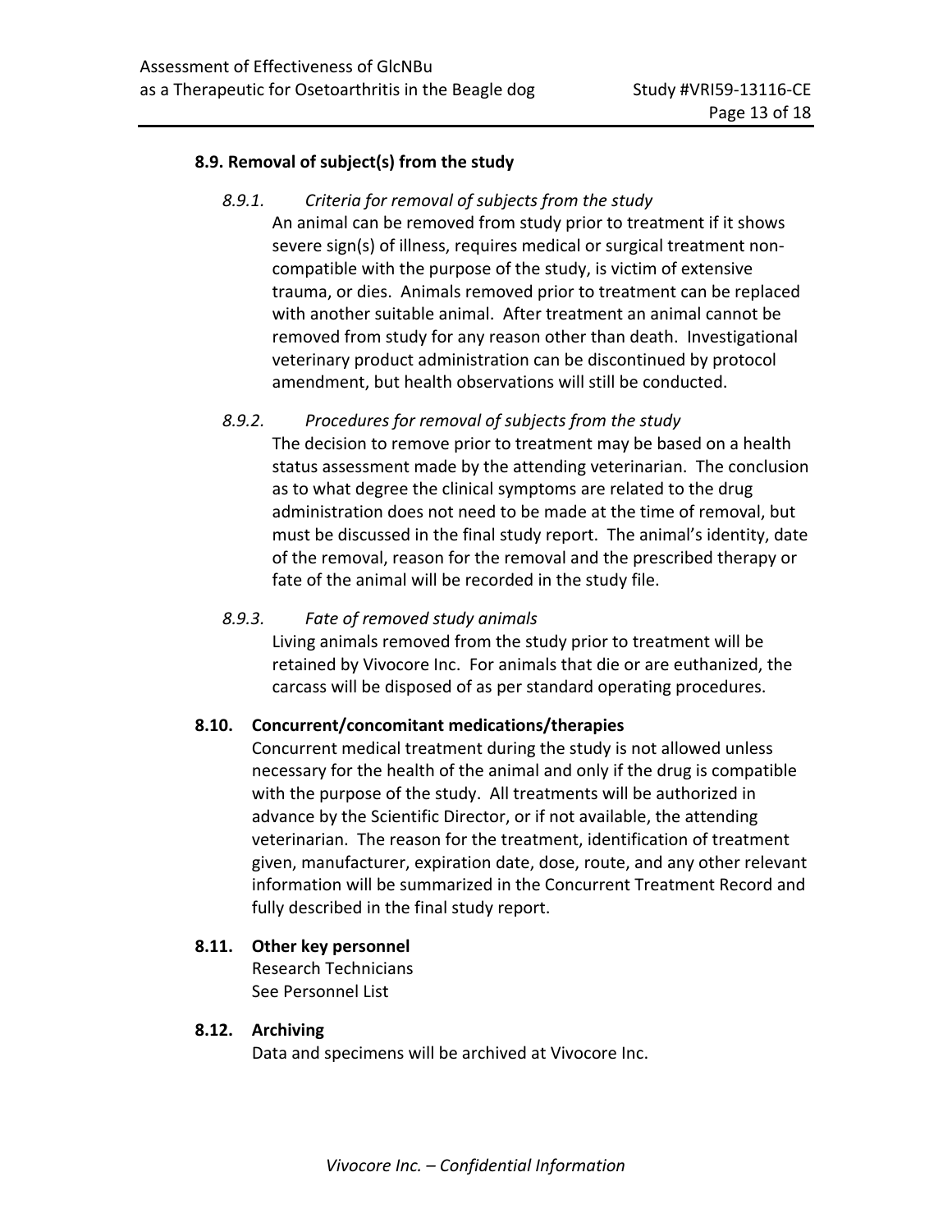## 8.9. Removal of subject(s) from the study

### *8.9.1. Criteria for removal of subjects from the study*

An animal can be removed from study prior to treatment if it shows severe sign(s) of illness, requires medical or surgical treatment non-compatible with the purpose of the study, is victim of extensive trauma, or dies. Animals removed prior to treatment can be replaced with another suitable animal. After treatment an animal cannot be removed from study for any reason other than death. Investigational veterinary product administration can be discontinued by protocol amendment, but health observations will still be conducted.

### *8.9.2. Procedures for removal of subjects from the study*

The decision to remove prior to treatment may be based on a health status assessment made by the attending veterinarian. The conclusion as to what degree the clinical symptoms are related to the drug administration does not need to be made at the time of removal, but must be discussed in the final study report. The animal's identity, date of the removal, reason for the removal and the prescribed therapy or fate of the animal will be recorded in the study file.

### *8.9.3. Fate of removed study animals*

Living animals removed from the study prior to treatment will be retained by Vivocore Inc. For animals that die or are euthanized, the carcass will be disposed of as per standard operating procedures.

## 8.10. Concurrent/concomitant medications/therapies

Concurrent medical treatment during the study is not allowed unless necessary for the health of the animal and only if the drug is compatible with the purpose of the study. All treatments will be authorized in advance by the Scientific Director, or if not available, the attending veterinarian. The reason for the treatment, identification of treatment given, manufacturer, expiration date, dose, route, and any other relevant information will be summarized in the Concurrent Treatment Record and fully described in the final study report.

## 8.11. Other key personnel

Research Technicians
See Personnel List

## 8.12. Archiving

Data and specimens will be archived at Vivocore Inc.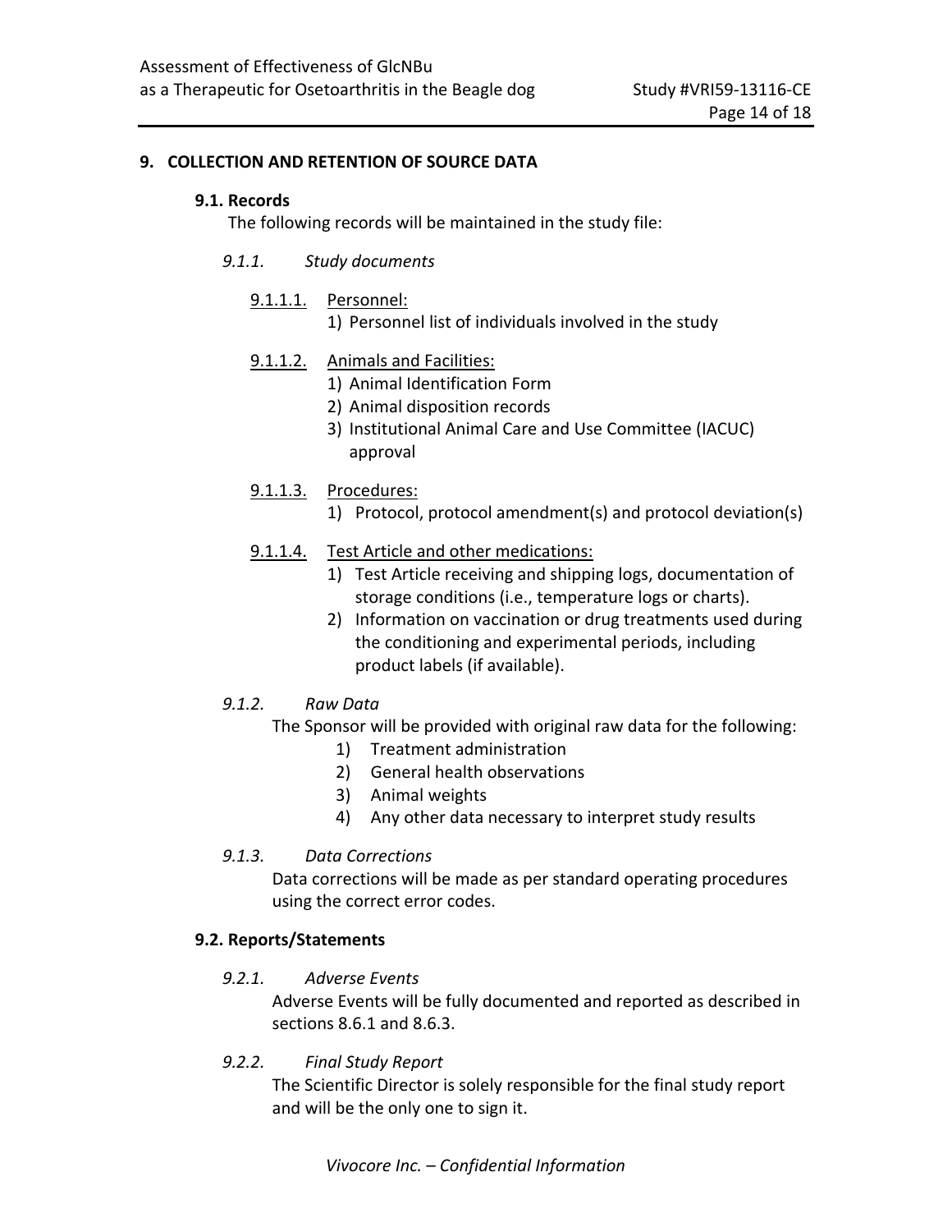## 9. COLLECTION AND RETENTION OF SOURCE DATA

### 9.1. Records

The following records will be maintained in the study file:

#### *9.1.1. Study documents*

9.1.1.1. <u>Personnel:</u>

1) Personnel list of individuals involved in the study

9.1.1.2. <u>Animals and Facilities:</u>

1) Animal Identification Form
2) Animal disposition records
3) Institutional Animal Care and Use Committee (IACUC) approval

9.1.1.3. <u>Procedures:</u>

1) Protocol, protocol amendment(s) and protocol deviation(s)

9.1.1.4. <u>Test Article and other medications:</u>

1) Test Article receiving and shipping logs, documentation of storage conditions (i.e., temperature logs or charts).
2) Information on vaccination or drug treatments used during the conditioning and experimental periods, including product labels (if available).

#### *9.1.2. Raw Data*

The Sponsor will be provided with original raw data for the following:

1) Treatment administration
2) General health observations
3) Animal weights
4) Any other data necessary to interpret study results

#### *9.1.3. Data Corrections*

Data corrections will be made as per standard operating procedures using the correct error codes.

### 9.2. Reports/Statements

#### *9.2.1. Adverse Events*

Adverse Events will be fully documented and reported as described in sections 8.6.1 and 8.6.3.

#### *9.2.2. Final Study Report*

The Scientific Director is solely responsible for the final study report and will be the only one to sign it.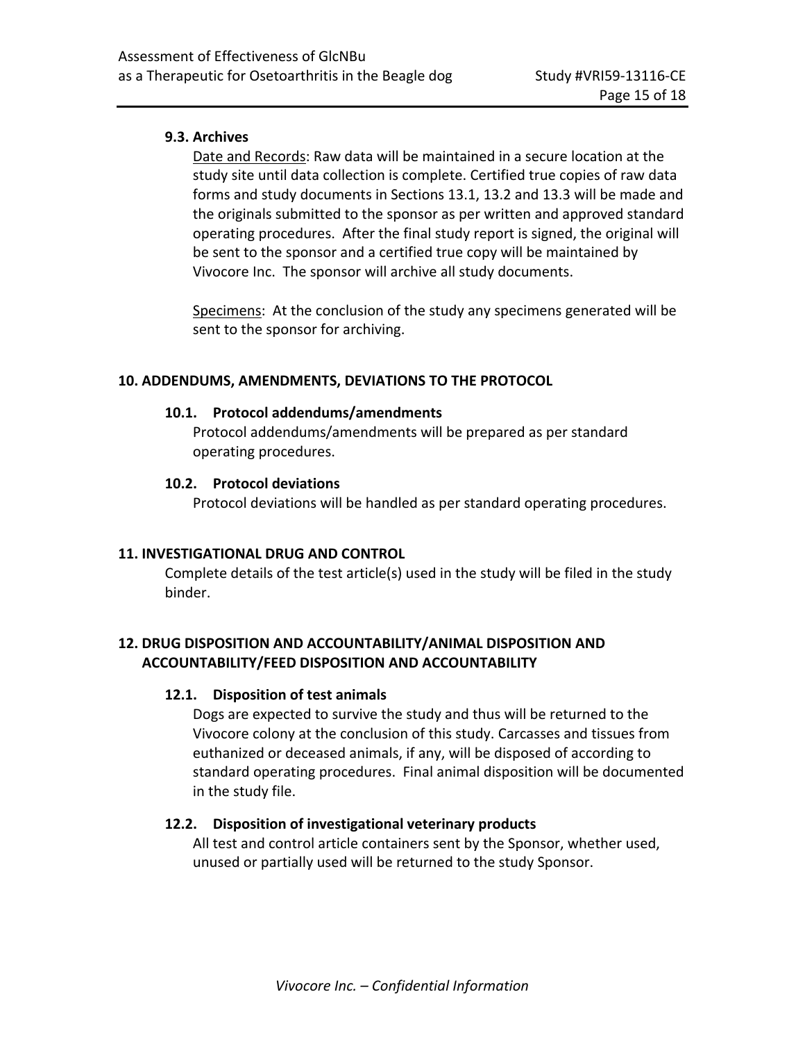### 9.3. Archives

Date and Records: Raw data will be maintained in a secure location at the study site until data collection is complete. Certified true copies of raw data forms and study documents in Sections 13.1, 13.2 and 13.3 will be made and the originals submitted to the sponsor as per written and approved standard operating procedures. After the final study report is signed, the original will be sent to the sponsor and a certified true copy will be maintained by Vivocore Inc. The sponsor will archive all study documents.

Specimens: At the conclusion of the study any specimens generated will be sent to the sponsor for archiving.

## 10. ADDENDUMS, AMENDMENTS, DEVIATIONS TO THE PROTOCOL

### 10.1. Protocol addendums/amendments

Protocol addendums/amendments will be prepared as per standard operating procedures.

### 10.2. Protocol deviations

Protocol deviations will be handled as per standard operating procedures.

## 11. INVESTIGATIONAL DRUG AND CONTROL

Complete details of the test article(s) used in the study will be filed in the study binder.

## 12. DRUG DISPOSITION AND ACCOUNTABILITY/ANIMAL DISPOSITION AND ACCOUNTABILITY/FEED DISPOSITION AND ACCOUNTABILITY

### 12.1. Disposition of test animals

Dogs are expected to survive the study and thus will be returned to the Vivocore colony at the conclusion of this study. Carcasses and tissues from euthanized or deceased animals, if any, will be disposed of according to standard operating procedures. Final animal disposition will be documented in the study file.

### 12.2. Disposition of investigational veterinary products

All test and control article containers sent by the Sponsor, whether used, unused or partially used will be returned to the study Sponsor.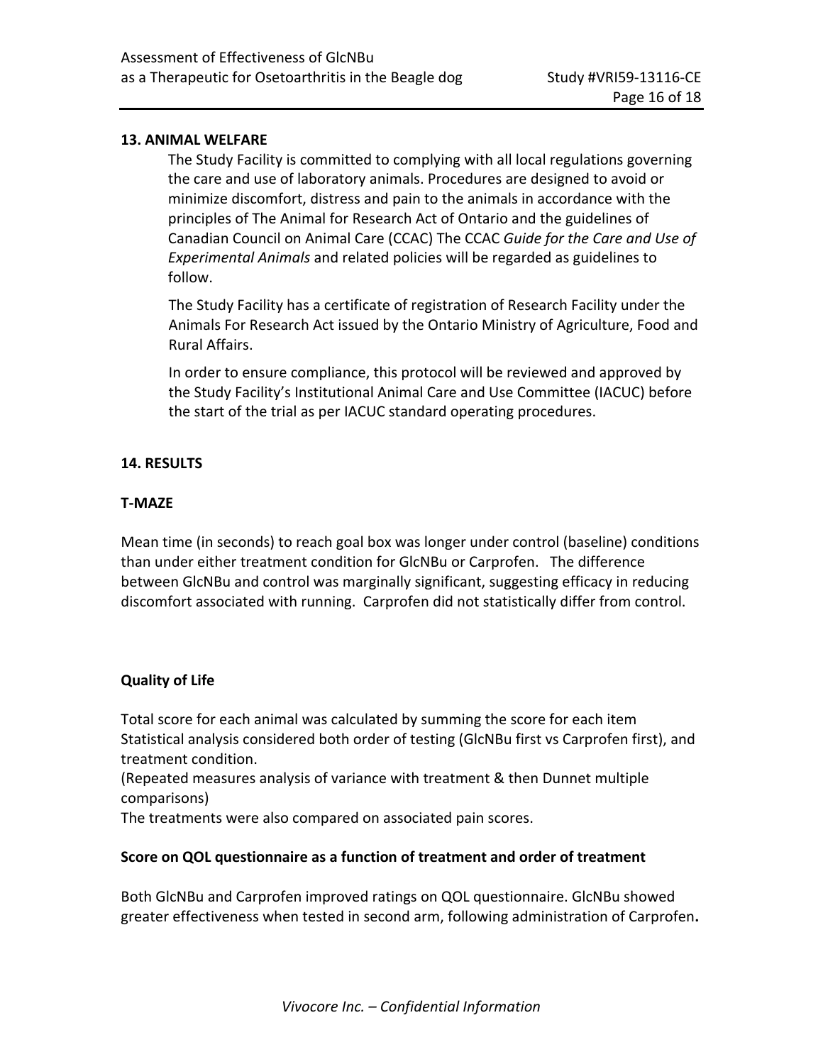## 13. ANIMAL WELFARE

The Study Facility is committed to complying with all local regulations governing the care and use of laboratory animals. Procedures are designed to avoid or minimize discomfort, distress and pain to the animals in accordance with the principles of The Animal for Research Act of Ontario and the guidelines of Canadian Council on Animal Care (CCAC) The CCAC *Guide for the Care and Use of Experimental Animals* and related policies will be regarded as guidelines to follow.

The Study Facility has a certificate of registration of Research Facility under the Animals For Research Act issued by the Ontario Ministry of Agriculture, Food and Rural Affairs.

In order to ensure compliance, this protocol will be reviewed and approved by the Study Facility's Institutional Animal Care and Use Committee (IACUC) before the start of the trial as per IACUC standard operating procedures.

## 14. RESULTS

### T-MAZE

Mean time (in seconds) to reach goal box was longer under control (baseline) conditions than under either treatment condition for GlcNBu or Carprofen. The difference between GlcNBu and control was marginally significant, suggesting efficacy in reducing discomfort associated with running. Carprofen did not statistically differ from control.

### Quality of Life

Total score for each animal was calculated by summing the score for each item Statistical analysis considered both order of testing (GlcNBu first vs Carprofen first), and treatment condition.
(Repeated measures analysis of variance with treatment & then Dunnet multiple comparisons)
The treatments were also compared on associated pain scores.

### Score on QOL questionnaire as a function of treatment and order of treatment

Both GlcNBu and Carprofen improved ratings on QOL questionnaire. GlcNBu showed greater effectiveness when tested in second arm, following administration of Carprofen**.**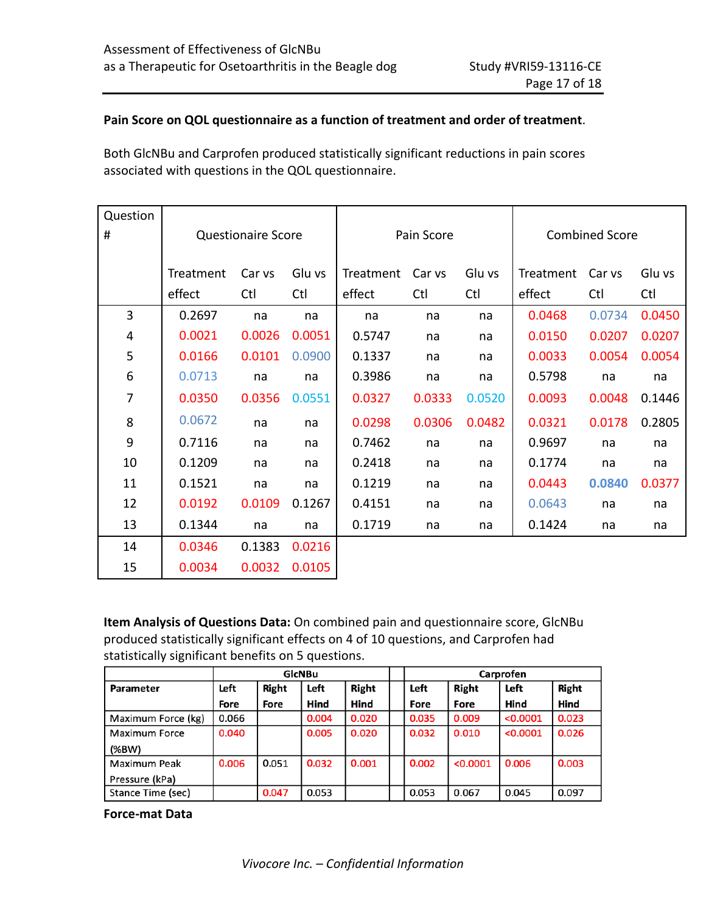**Pain Score on QOL questionnaire as a function of treatment and order of treatment.**

Both GlcNBu and Carprofen produced statistically significant reductions in pain scores associated with questions in the QOL questionnaire.

| Question # | Questionaire Score | | | Pain Score | | | Combined Score | | |
|---|---|---|---|---|---|---|---|---|---|
| | Treatment effect | Car vs Ctl | Glu vs Ctl | Treatment effect | Car vs Ctl | Glu vs Ctl | Treatment effect | Car vs Ctl | Glu vs Ctl |
| 3 | 0.2697 | na | na | na | na | na | 0.0468 | 0.0734 | 0.0450 |
| 4 | 0.0021 | 0.0026 | 0.0051 | 0.5747 | na | na | 0.0150 | 0.0207 | 0.0207 |
| 5 | 0.0166 | 0.0101 | 0.0900 | 0.1337 | na | na | 0.0033 | 0.0054 | 0.0054 |
| 6 | 0.0713 | na | na | 0.3986 | na | na | 0.5798 | na | na |
| 7 | 0.0350 | 0.0356 | 0.0551 | 0.0327 | 0.0333 | 0.0520 | 0.0093 | 0.0048 | 0.1446 |
| 8 | 0.0672 | na | na | 0.0298 | 0.0306 | 0.0482 | 0.0321 | 0.0178 | 0.2805 |
| 9 | 0.7116 | na | na | 0.7462 | na | na | 0.9697 | na | na |
| 10 | 0.1209 | na | na | 0.2418 | na | na | 0.1774 | na | na |
| 11 | 0.1521 | na | na | 0.1219 | na | na | 0.0443 | **0.0840** | 0.0377 |
| 12 | 0.0192 | 0.0109 | 0.1267 | 0.4151 | na | na | 0.0643 | na | na |
| 13 | 0.1344 | na | na | 0.1719 | na | na | 0.1424 | na | na |
| 14 | 0.0346 | 0.1383 | 0.0216 | | | | | | |
| 15 | 0.0034 | 0.0032 | 0.0105 | | | | | | |

**Item Analysis of Questions Data:** On combined pain and questionnaire score, GlcNBu produced statistically significant effects on 4 of 10 questions, and Carprofen had statistically significant benefits on 5 questions.

| Parameter | GlcNBu | | | | | Carprofen | | | |
|---|---|---|---|---|---|---|---|---|---|
| | Left Fore | Right Fore | Left Hind | Right Hind | | Left Fore | Right Fore | Left Hind | Right Hind |
| Maximum Force (kg) | 0.066 | | 0.004 | 0.020 | | 0.035 | 0.009 | <0.0001 | 0.023 |
| Maximum Force (%BW) | 0.040 | | 0.005 | 0.020 | | 0.032 | 0.010 | <0.0001 | 0.026 |
| Maximum Peak Pressure (kPa) | 0.006 | 0.051 | 0.032 | 0.001 | | 0.002 | <0.0001 | 0.006 | 0.003 |
| Stance Time (sec) | | 0.047 | 0.053 | | | 0.053 | 0.067 | 0.045 | 0.097 |

**Force-mat Data**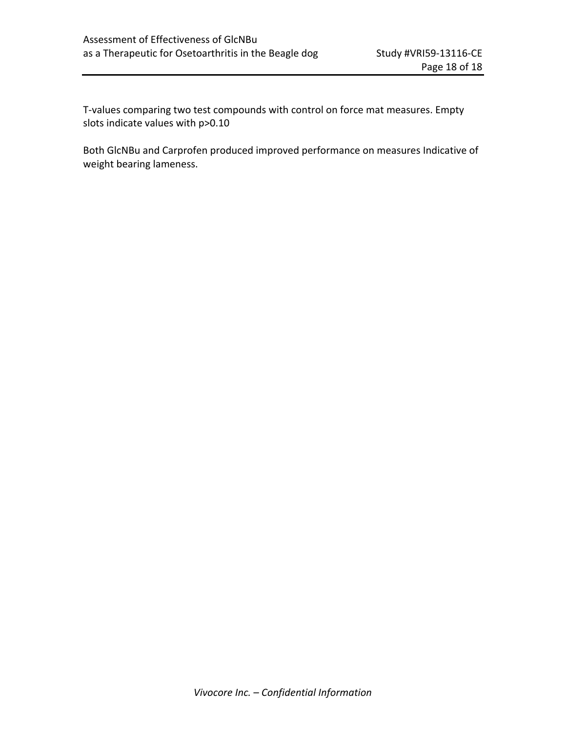T-values comparing two test compounds with control on force mat measures. Empty slots indicate values with p>0.10

Both GlcNBu and Carprofen produced improved performance on measures Indicative of weight bearing lameness.